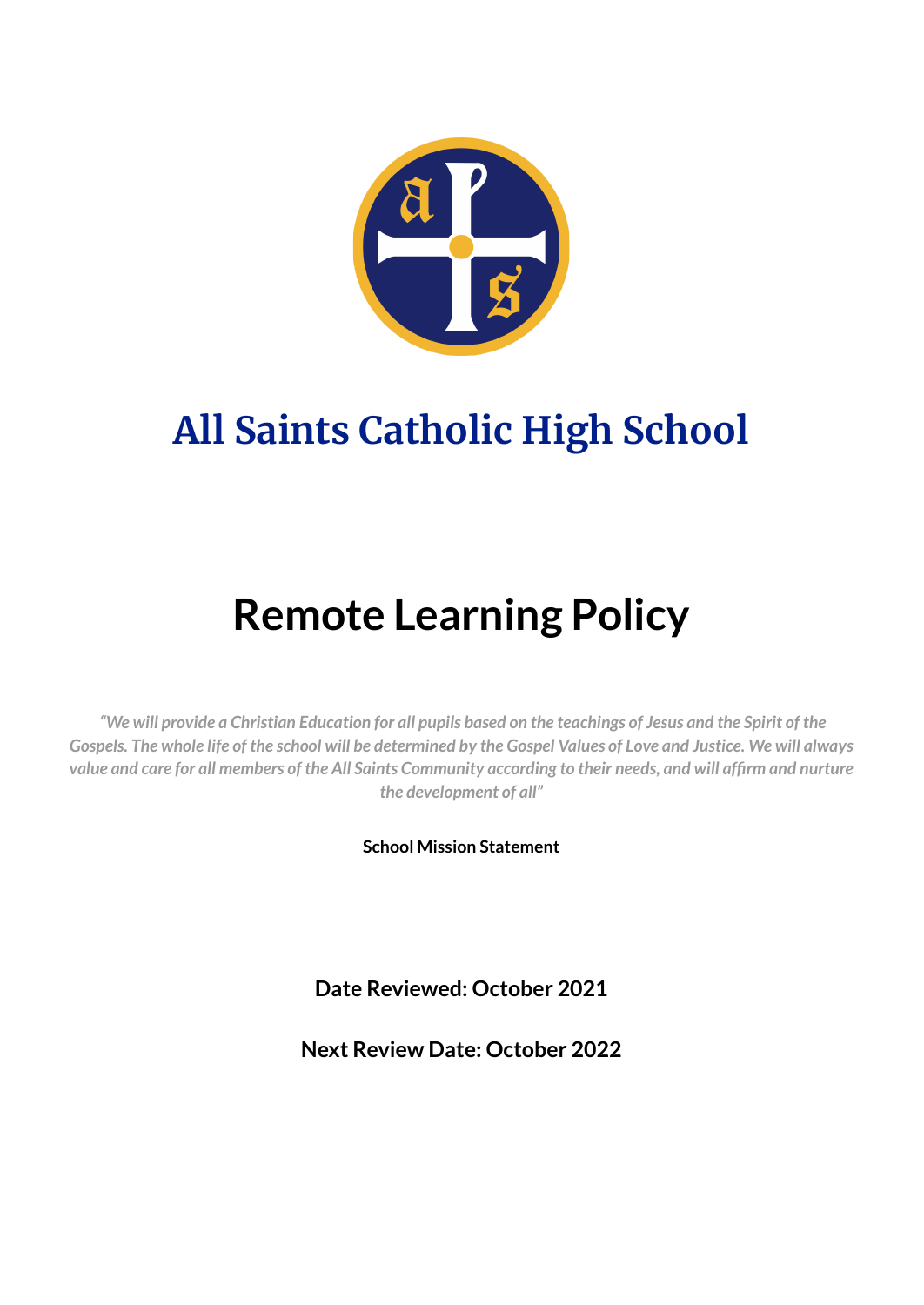# All Saints Catholic High School

# Remote Learning Policy

*"We will provide a Christian Education for all pupils based on the teachings of Jesus and the Spirit of the Gospels. The whole life of the school will be determined by the Gospel Values of Love and Justice. We will always value and care for all members of the All Saints Community according to their needs, and will affirm and nurture the development of all"*

**School Mission Statement**

**Date Reviewed: October 2021**

**Next Review Date: October 2022**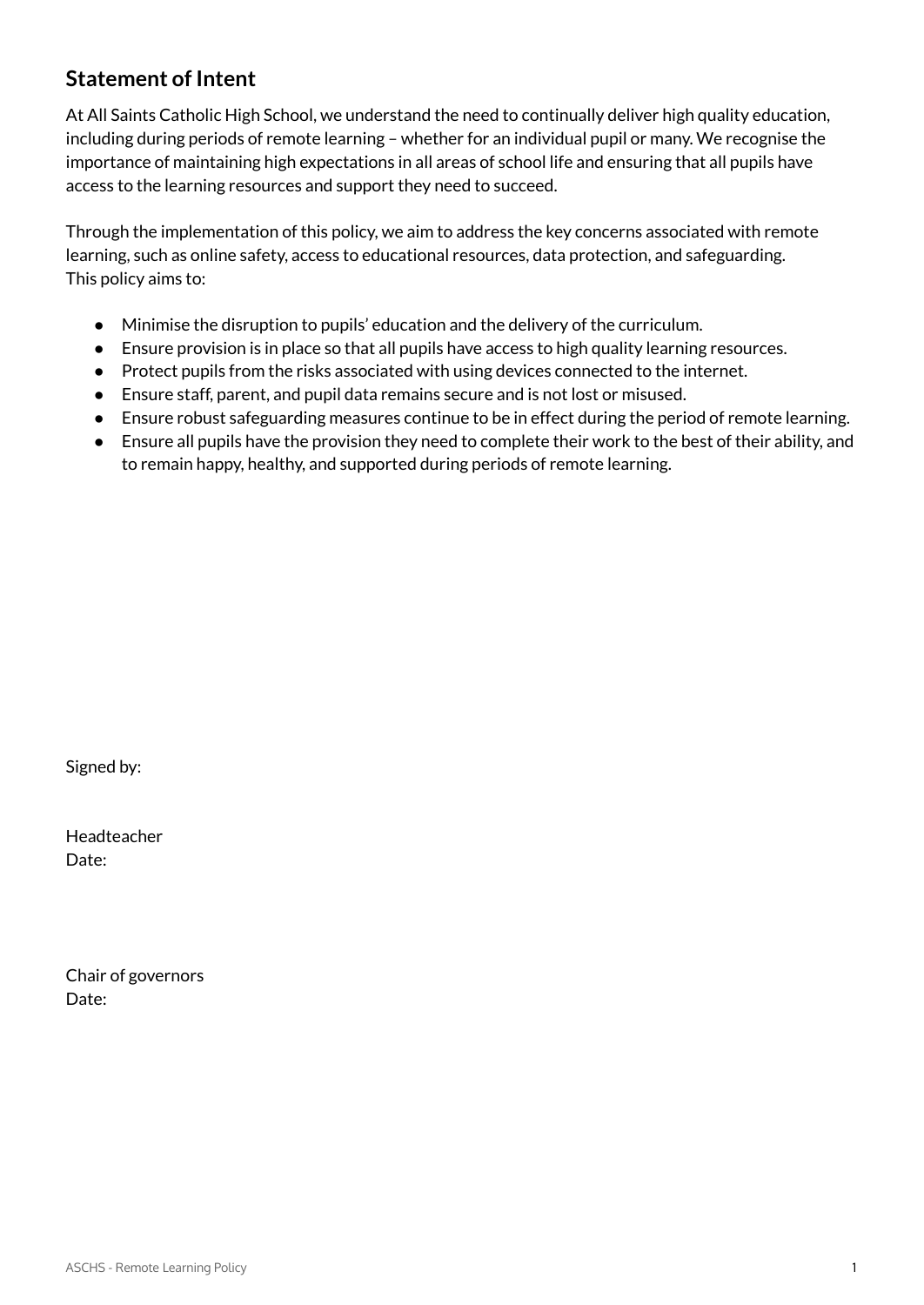## Statement of Intent

At All Saints Catholic High School, we understand the need to continually deliver high quality education, including during periods of remote learning – whether for an individual pupil or many. We recognise the importance of maintaining high expectations in all areas of school life and ensuring that all pupils have access to the learning resources and support they need to succeed.

Through the implementation of this policy, we aim to address the key concerns associated with remote learning, such as online safety, access to educational resources, data protection, and safeguarding. This policy aims to:

- Minimise the disruption to pupils' education and the delivery of the curriculum.
- Ensure provision is in place so that all pupils have access to high quality learning resources.
- Protect pupils from the risks associated with using devices connected to the internet.
- Ensure staff, parent, and pupil data remains secure and is not lost or misused.
- Ensure robust safeguarding measures continue to be in effect during the period of remote learning.
- Ensure all pupils have the provision they need to complete their work to the best of their ability, and to remain happy, healthy, and supported during periods of remote learning.

Signed by:

Headteacher
Date:

Chair of governors
Date: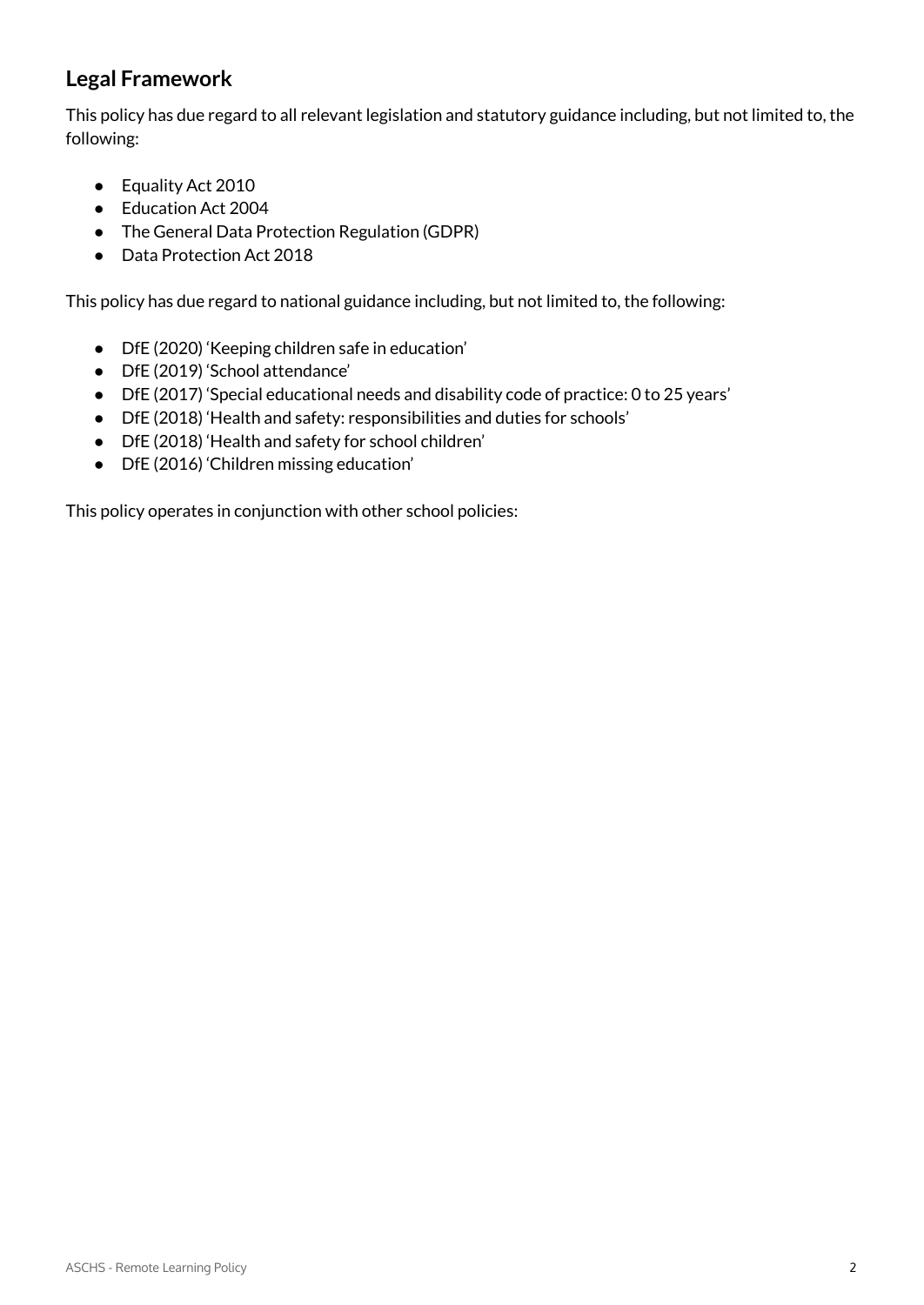## Legal Framework

This policy has due regard to all relevant legislation and statutory guidance including, but not limited to, the following:

- Equality Act 2010
- Education Act 2004
- The General Data Protection Regulation (GDPR)
- Data Protection Act 2018

This policy has due regard to national guidance including, but not limited to, the following:

- DfE (2020) 'Keeping children safe in education'
- DfE (2019) 'School attendance'
- DfE (2017) 'Special educational needs and disability code of practice: 0 to 25 years'
- DfE (2018) 'Health and safety: responsibilities and duties for schools'
- DfE (2018) 'Health and safety for school children'
- DfE (2016) 'Children missing education'

This policy operates in conjunction with other school policies: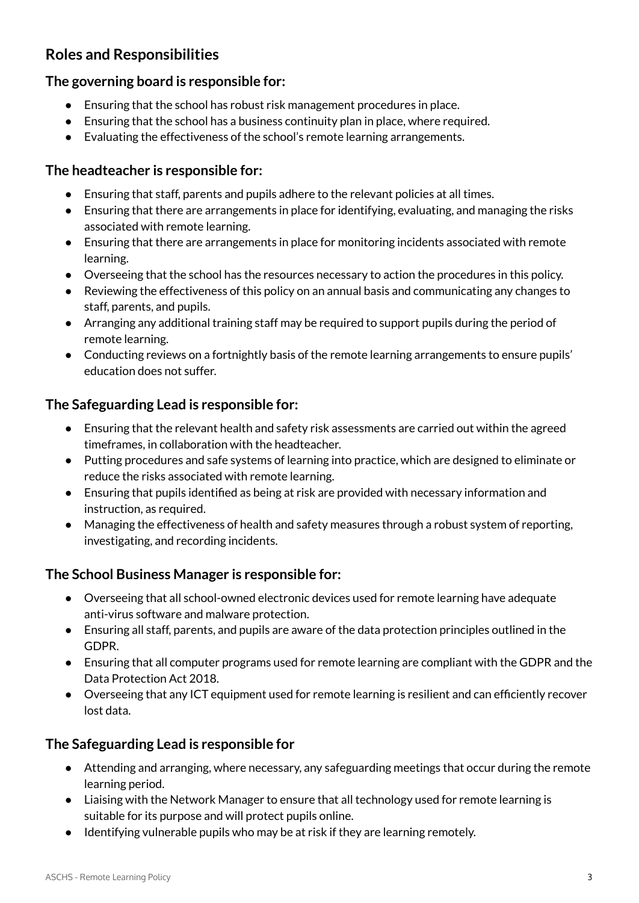## Roles and Responsibilities

### The governing board is responsible for:

- Ensuring that the school has robust risk management procedures in place.
- Ensuring that the school has a business continuity plan in place, where required.
- Evaluating the effectiveness of the school's remote learning arrangements.

### The headteacher is responsible for:

- Ensuring that staff, parents and pupils adhere to the relevant policies at all times.
- Ensuring that there are arrangements in place for identifying, evaluating, and managing the risks associated with remote learning.
- Ensuring that there are arrangements in place for monitoring incidents associated with remote learning.
- Overseeing that the school has the resources necessary to action the procedures in this policy.
- Reviewing the effectiveness of this policy on an annual basis and communicating any changes to staff, parents, and pupils.
- Arranging any additional training staff may be required to support pupils during the period of remote learning.
- Conducting reviews on a fortnightly basis of the remote learning arrangements to ensure pupils' education does not suffer.

### The Safeguarding Lead is responsible for:

- Ensuring that the relevant health and safety risk assessments are carried out within the agreed timeframes, in collaboration with the headteacher.
- Putting procedures and safe systems of learning into practice, which are designed to eliminate or reduce the risks associated with remote learning.
- Ensuring that pupils identified as being at risk are provided with necessary information and instruction, as required.
- Managing the effectiveness of health and safety measures through a robust system of reporting, investigating, and recording incidents.

### The School Business Manager is responsible for:

- Overseeing that all school-owned electronic devices used for remote learning have adequate anti-virus software and malware protection.
- Ensuring all staff, parents, and pupils are aware of the data protection principles outlined in the GDPR.
- Ensuring that all computer programs used for remote learning are compliant with the GDPR and the Data Protection Act 2018.
- Overseeing that any ICT equipment used for remote learning is resilient and can efficiently recover lost data.

### The Safeguarding Lead is responsible for

- Attending and arranging, where necessary, any safeguarding meetings that occur during the remote learning period.
- Liaising with the Network Manager to ensure that all technology used for remote learning is suitable for its purpose and will protect pupils online.
- Identifying vulnerable pupils who may be at risk if they are learning remotely.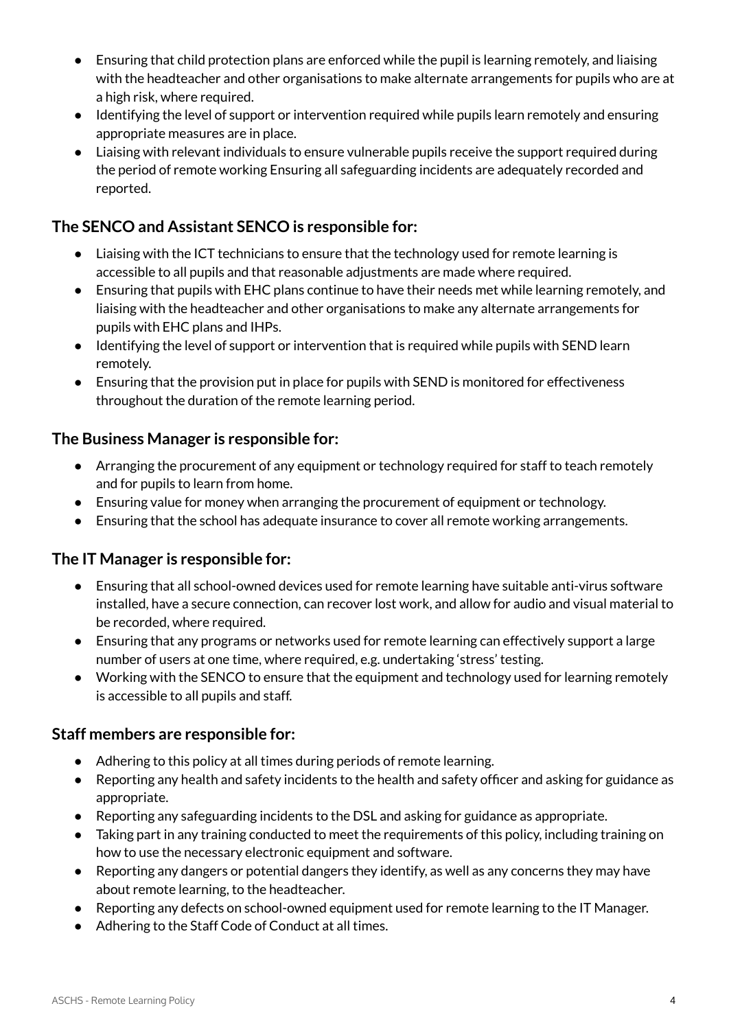- Ensuring that child protection plans are enforced while the pupil is learning remotely, and liaising with the headteacher and other organisations to make alternate arrangements for pupils who are at a high risk, where required.
- Identifying the level of support or intervention required while pupils learn remotely and ensuring appropriate measures are in place.
- Liaising with relevant individuals to ensure vulnerable pupils receive the support required during the period of remote working Ensuring all safeguarding incidents are adequately recorded and reported.

### The SENCO and Assistant SENCO is responsible for:

- Liaising with the ICT technicians to ensure that the technology used for remote learning is accessible to all pupils and that reasonable adjustments are made where required.
- Ensuring that pupils with EHC plans continue to have their needs met while learning remotely, and liaising with the headteacher and other organisations to make any alternate arrangements for pupils with EHC plans and IHPs.
- Identifying the level of support or intervention that is required while pupils with SEND learn remotely.
- Ensuring that the provision put in place for pupils with SEND is monitored for effectiveness throughout the duration of the remote learning period.

### The Business Manager is responsible for:

- Arranging the procurement of any equipment or technology required for staff to teach remotely and for pupils to learn from home.
- Ensuring value for money when arranging the procurement of equipment or technology.
- Ensuring that the school has adequate insurance to cover all remote working arrangements.

### The IT Manager is responsible for:

- Ensuring that all school-owned devices used for remote learning have suitable anti-virus software installed, have a secure connection, can recover lost work, and allow for audio and visual material to be recorded, where required.
- Ensuring that any programs or networks used for remote learning can effectively support a large number of users at one time, where required, e.g. undertaking 'stress' testing.
- Working with the SENCO to ensure that the equipment and technology used for learning remotely is accessible to all pupils and staff.

### Staff members are responsible for:

- Adhering to this policy at all times during periods of remote learning.
- Reporting any health and safety incidents to the health and safety officer and asking for guidance as appropriate.
- Reporting any safeguarding incidents to the DSL and asking for guidance as appropriate.
- Taking part in any training conducted to meet the requirements of this policy, including training on how to use the necessary electronic equipment and software.
- Reporting any dangers or potential dangers they identify, as well as any concerns they may have about remote learning, to the headteacher.
- Reporting any defects on school-owned equipment used for remote learning to the IT Manager.
- Adhering to the Staff Code of Conduct at all times.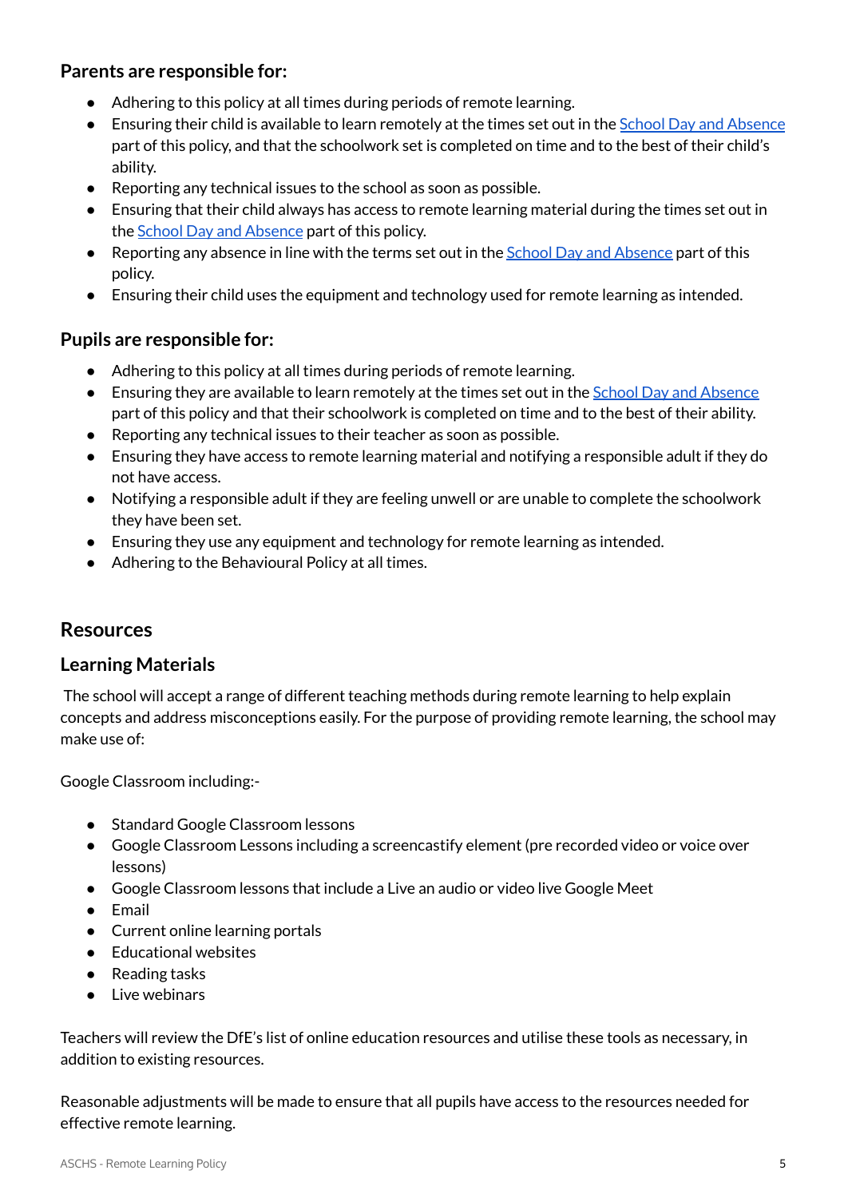### Parents are responsible for:

- Adhering to this policy at all times during periods of remote learning.
- Ensuring their child is available to learn remotely at the times set out in the [School Day and Absence]() part of this policy, and that the schoolwork set is completed on time and to the best of their child's ability.
- Reporting any technical issues to the school as soon as possible.
- Ensuring that their child always has access to remote learning material during the times set out in the [School Day and Absence]() part of this policy.
- Reporting any absence in line with the terms set out in the [School Day and Absence]() part of this policy.
- Ensuring their child uses the equipment and technology used for remote learning as intended.

### Pupils are responsible for:

- Adhering to this policy at all times during periods of remote learning.
- Ensuring they are available to learn remotely at the times set out in the [School Day and Absence]() part of this policy and that their schoolwork is completed on time and to the best of their ability.
- Reporting any technical issues to their teacher as soon as possible.
- Ensuring they have access to remote learning material and notifying a responsible adult if they do not have access.
- Notifying a responsible adult if they are feeling unwell or are unable to complete the schoolwork they have been set.
- Ensuring they use any equipment and technology for remote learning as intended.
- Adhering to the Behavioural Policy at all times.

## Resources

### Learning Materials

The school will accept a range of different teaching methods during remote learning to help explain concepts and address misconceptions easily. For the purpose of providing remote learning, the school may make use of:

Google Classroom including:-

- Standard Google Classroom lessons
- Google Classroom Lessons including a screencastify element (pre recorded video or voice over lessons)
- Google Classroom lessons that include a Live an audio or video live Google Meet
- Email
- Current online learning portals
- Educational websites
- Reading tasks
- Live webinars

Teachers will review the DfE's list of online education resources and utilise these tools as necessary, in addition to existing resources.

Reasonable adjustments will be made to ensure that all pupils have access to the resources needed for effective remote learning.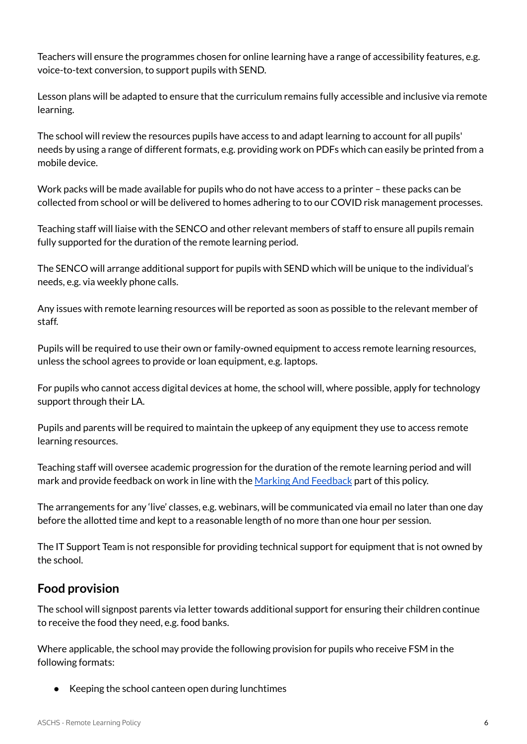Teachers will ensure the programmes chosen for online learning have a range of accessibility features, e.g. voice-to-text conversion, to support pupils with SEND.

Lesson plans will be adapted to ensure that the curriculum remains fully accessible and inclusive via remote learning.

The school will review the resources pupils have access to and adapt learning to account for all pupils' needs by using a range of different formats, e.g. providing work on PDFs which can easily be printed from a mobile device.

Work packs will be made available for pupils who do not have access to a printer – these packs can be collected from school or will be delivered to homes adhering to to our COVID risk management processes.

Teaching staff will liaise with the SENCO and other relevant members of staff to ensure all pupils remain fully supported for the duration of the remote learning period.

The SENCO will arrange additional support for pupils with SEND which will be unique to the individual's needs, e.g. via weekly phone calls.

Any issues with remote learning resources will be reported as soon as possible to the relevant member of staff.

Pupils will be required to use their own or family-owned equipment to access remote learning resources, unless the school agrees to provide or loan equipment, e.g. laptops.

For pupils who cannot access digital devices at home, the school will, where possible, apply for technology support through their LA.

Pupils and parents will be required to maintain the upkeep of any equipment they use to access remote learning resources.

Teaching staff will oversee academic progression for the duration of the remote learning period and will mark and provide feedback on work in line with the [Marking And Feedback] part of this policy.

The arrangements for any 'live' classes, e.g. webinars, will be communicated via email no later than one day before the allotted time and kept to a reasonable length of no more than one hour per session.

The IT Support Team is not responsible for providing technical support for equipment that is not owned by the school.

## Food provision

The school will signpost parents via letter towards additional support for ensuring their children continue to receive the food they need, e.g. food banks.

Where applicable, the school may provide the following provision for pupils who receive FSM in the following formats:

- Keeping the school canteen open during lunchtimes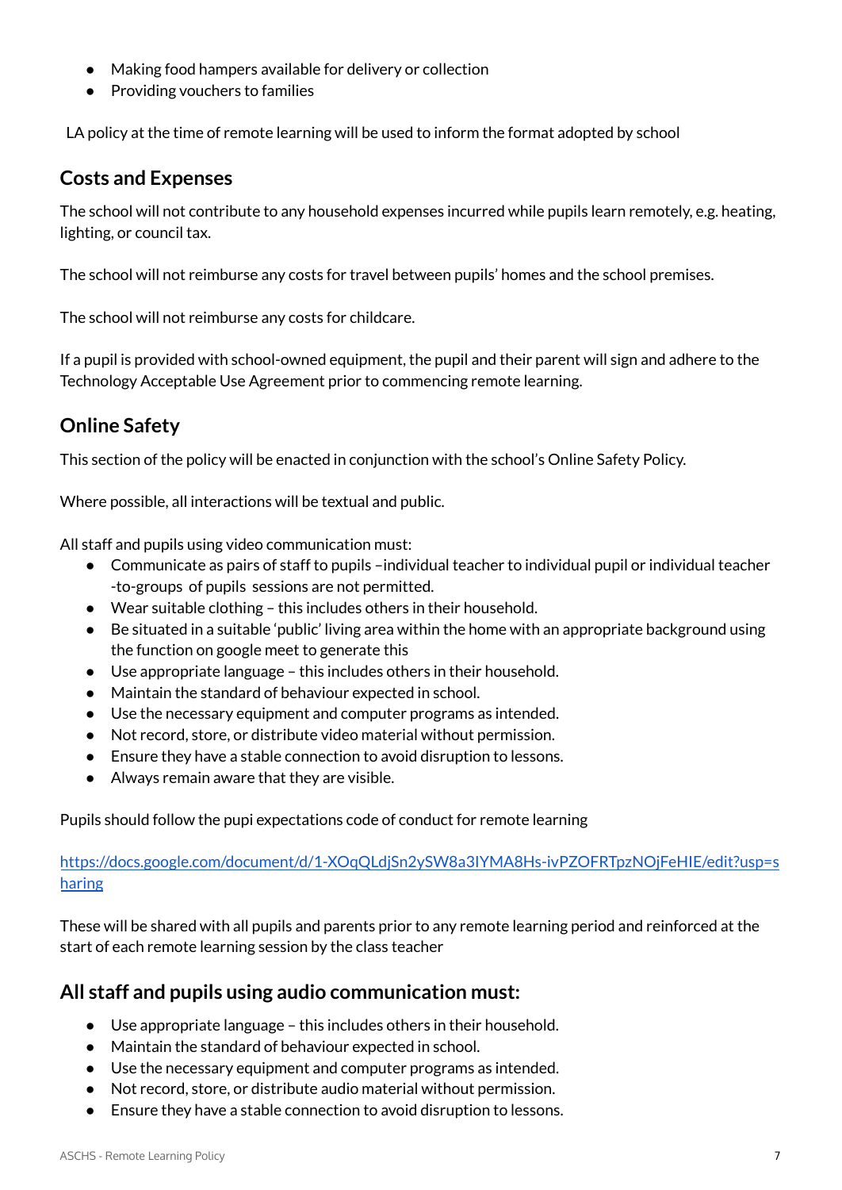- Making food hampers available for delivery or collection
- Providing vouchers to families

LA policy at the time of remote learning will be used to inform the format adopted by school

## Costs and Expenses

The school will not contribute to any household expenses incurred while pupils learn remotely, e.g. heating, lighting, or council tax.

The school will not reimburse any costs for travel between pupils' homes and the school premises.

The school will not reimburse any costs for childcare.

If a pupil is provided with school-owned equipment, the pupil and their parent will sign and adhere to the Technology Acceptable Use Agreement prior to commencing remote learning.

## Online Safety

This section of the policy will be enacted in conjunction with the school's Online Safety Policy.

Where possible, all interactions will be textual and public.

All staff and pupils using video communication must:

- Communicate as pairs of staff to pupils –individual teacher to individual pupil or individual teacher -to-groups of pupils sessions are not permitted.
- Wear suitable clothing – this includes others in their household.
- Be situated in a suitable 'public' living area within the home with an appropriate background using the function on google meet to generate this
- Use appropriate language – this includes others in their household.
- Maintain the standard of behaviour expected in school.
- Use the necessary equipment and computer programs as intended.
- Not record, store, or distribute video material without permission.
- Ensure they have a stable connection to avoid disruption to lessons.
- Always remain aware that they are visible.

Pupils should follow the pupi expectations code of conduct for remote learning

https://docs.google.com/document/d/1-XOqQLdjSn2ySW8a3IYMA8Hs-ivPZOFRTpzNOjFeHIE/edit?usp=sharing

These will be shared with all pupils and parents prior to any remote learning period and reinforced at the start of each remote learning session by the class teacher

## All staff and pupils using audio communication must:

- Use appropriate language – this includes others in their household.
- Maintain the standard of behaviour expected in school.
- Use the necessary equipment and computer programs as intended.
- Not record, store, or distribute audio material without permission.
- Ensure they have a stable connection to avoid disruption to lessons.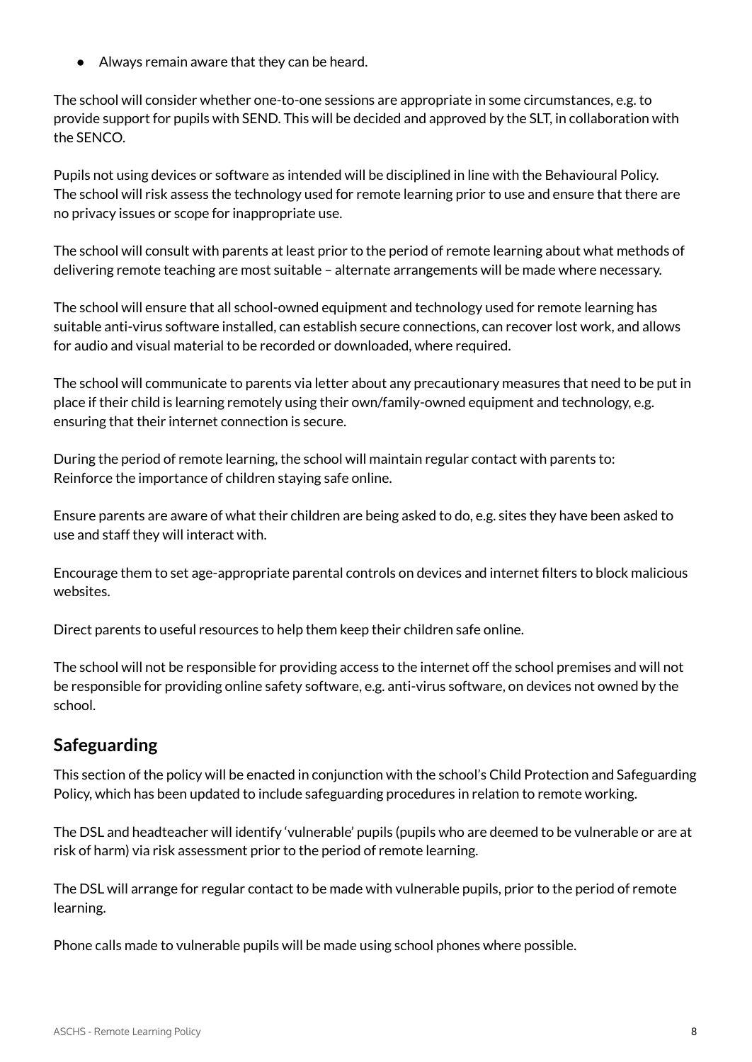- Always remain aware that they can be heard.

The school will consider whether one-to-one sessions are appropriate in some circumstances, e.g. to provide support for pupils with SEND. This will be decided and approved by the SLT, in collaboration with the SENCO.

Pupils not using devices or software as intended will be disciplined in line with the Behavioural Policy. The school will risk assess the technology used for remote learning prior to use and ensure that there are no privacy issues or scope for inappropriate use.

The school will consult with parents at least prior to the period of remote learning about what methods of delivering remote teaching are most suitable – alternate arrangements will be made where necessary.

The school will ensure that all school-owned equipment and technology used for remote learning has suitable anti-virus software installed, can establish secure connections, can recover lost work, and allows for audio and visual material to be recorded or downloaded, where required.

The school will communicate to parents via letter about any precautionary measures that need to be put in place if their child is learning remotely using their own/family-owned equipment and technology, e.g. ensuring that their internet connection is secure.

During the period of remote learning, the school will maintain regular contact with parents to:
Reinforce the importance of children staying safe online.

Ensure parents are aware of what their children are being asked to do, e.g. sites they have been asked to use and staff they will interact with.

Encourage them to set age-appropriate parental controls on devices and internet filters to block malicious websites.

Direct parents to useful resources to help them keep their children safe online.

The school will not be responsible for providing access to the internet off the school premises and will not be responsible for providing online safety software, e.g. anti-virus software, on devices not owned by the school.

## Safeguarding

This section of the policy will be enacted in conjunction with the school's Child Protection and Safeguarding Policy, which has been updated to include safeguarding procedures in relation to remote working.

The DSL and headteacher will identify 'vulnerable' pupils (pupils who are deemed to be vulnerable or are at risk of harm) via risk assessment prior to the period of remote learning.

The DSL will arrange for regular contact to be made with vulnerable pupils, prior to the period of remote learning.

Phone calls made to vulnerable pupils will be made using school phones where possible.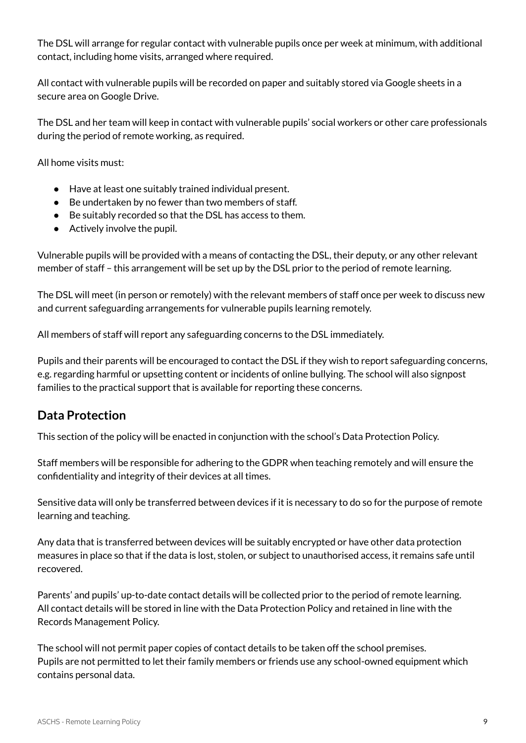The DSL will arrange for regular contact with vulnerable pupils once per week at minimum, with additional contact, including home visits, arranged where required.

All contact with vulnerable pupils will be recorded on paper and suitably stored via Google sheets in a secure area on Google Drive.

The DSL and her team will keep in contact with vulnerable pupils' social workers or other care professionals during the period of remote working, as required.

All home visits must:

- Have at least one suitably trained individual present.
- Be undertaken by no fewer than two members of staff.
- Be suitably recorded so that the DSL has access to them.
- Actively involve the pupil.

Vulnerable pupils will be provided with a means of contacting the DSL, their deputy, or any other relevant member of staff – this arrangement will be set up by the DSL prior to the period of remote learning.

The DSL will meet (in person or remotely) with the relevant members of staff once per week to discuss new and current safeguarding arrangements for vulnerable pupils learning remotely.

All members of staff will report any safeguarding concerns to the DSL immediately.

Pupils and their parents will be encouraged to contact the DSL if they wish to report safeguarding concerns, e.g. regarding harmful or upsetting content or incidents of online bullying. The school will also signpost families to the practical support that is available for reporting these concerns.

## Data Protection

This section of the policy will be enacted in conjunction with the school's Data Protection Policy.

Staff members will be responsible for adhering to the GDPR when teaching remotely and will ensure the confidentiality and integrity of their devices at all times.

Sensitive data will only be transferred between devices if it is necessary to do so for the purpose of remote learning and teaching.

Any data that is transferred between devices will be suitably encrypted or have other data protection measures in place so that if the data is lost, stolen, or subject to unauthorised access, it remains safe until recovered.

Parents' and pupils' up-to-date contact details will be collected prior to the period of remote learning. All contact details will be stored in line with the Data Protection Policy and retained in line with the Records Management Policy.

The school will not permit paper copies of contact details to be taken off the school premises. Pupils are not permitted to let their family members or friends use any school-owned equipment which contains personal data.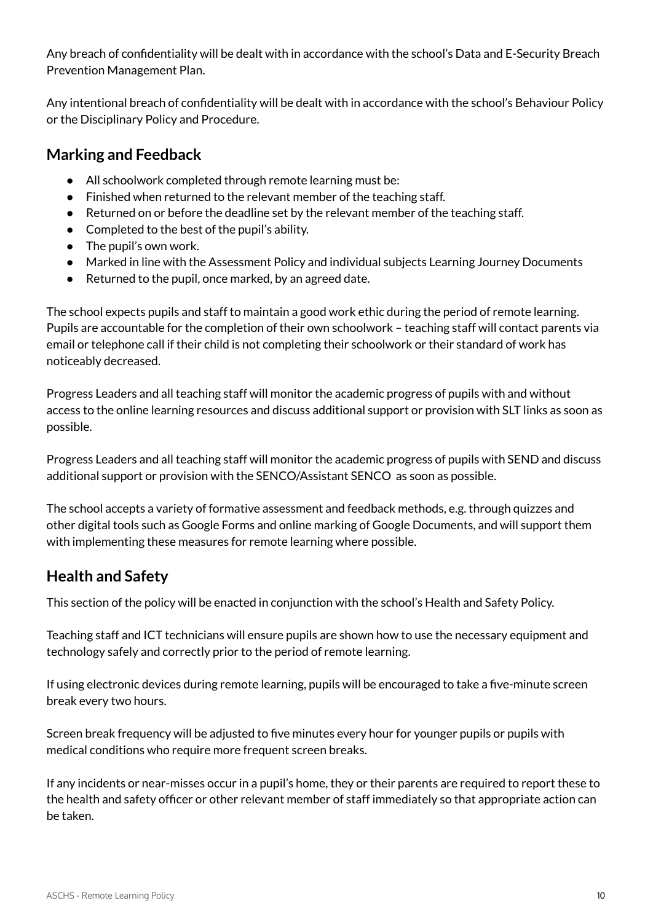Any breach of confidentiality will be dealt with in accordance with the school's Data and E-Security Breach Prevention Management Plan.

Any intentional breach of confidentiality will be dealt with in accordance with the school's Behaviour Policy or the Disciplinary Policy and Procedure.

## Marking and Feedback

- All schoolwork completed through remote learning must be:
- Finished when returned to the relevant member of the teaching staff.
- Returned on or before the deadline set by the relevant member of the teaching staff.
- Completed to the best of the pupil's ability.
- The pupil's own work.
- Marked in line with the Assessment Policy and individual subjects Learning Journey Documents
- Returned to the pupil, once marked, by an agreed date.

The school expects pupils and staff to maintain a good work ethic during the period of remote learning. Pupils are accountable for the completion of their own schoolwork – teaching staff will contact parents via email or telephone call if their child is not completing their schoolwork or their standard of work has noticeably decreased.

Progress Leaders and all teaching staff will monitor the academic progress of pupils with and without access to the online learning resources and discuss additional support or provision with SLT links as soon as possible.

Progress Leaders and all teaching staff will monitor the academic progress of pupils with SEND and discuss additional support or provision with the SENCO/Assistant SENCO as soon as possible.

The school accepts a variety of formative assessment and feedback methods, e.g. through quizzes and other digital tools such as Google Forms and online marking of Google Documents, and will support them with implementing these measures for remote learning where possible.

## Health and Safety

This section of the policy will be enacted in conjunction with the school's Health and Safety Policy.

Teaching staff and ICT technicians will ensure pupils are shown how to use the necessary equipment and technology safely and correctly prior to the period of remote learning.

If using electronic devices during remote learning, pupils will be encouraged to take a five-minute screen break every two hours.

Screen break frequency will be adjusted to five minutes every hour for younger pupils or pupils with medical conditions who require more frequent screen breaks.

If any incidents or near-misses occur in a pupil's home, they or their parents are required to report these to the health and safety officer or other relevant member of staff immediately so that appropriate action can be taken.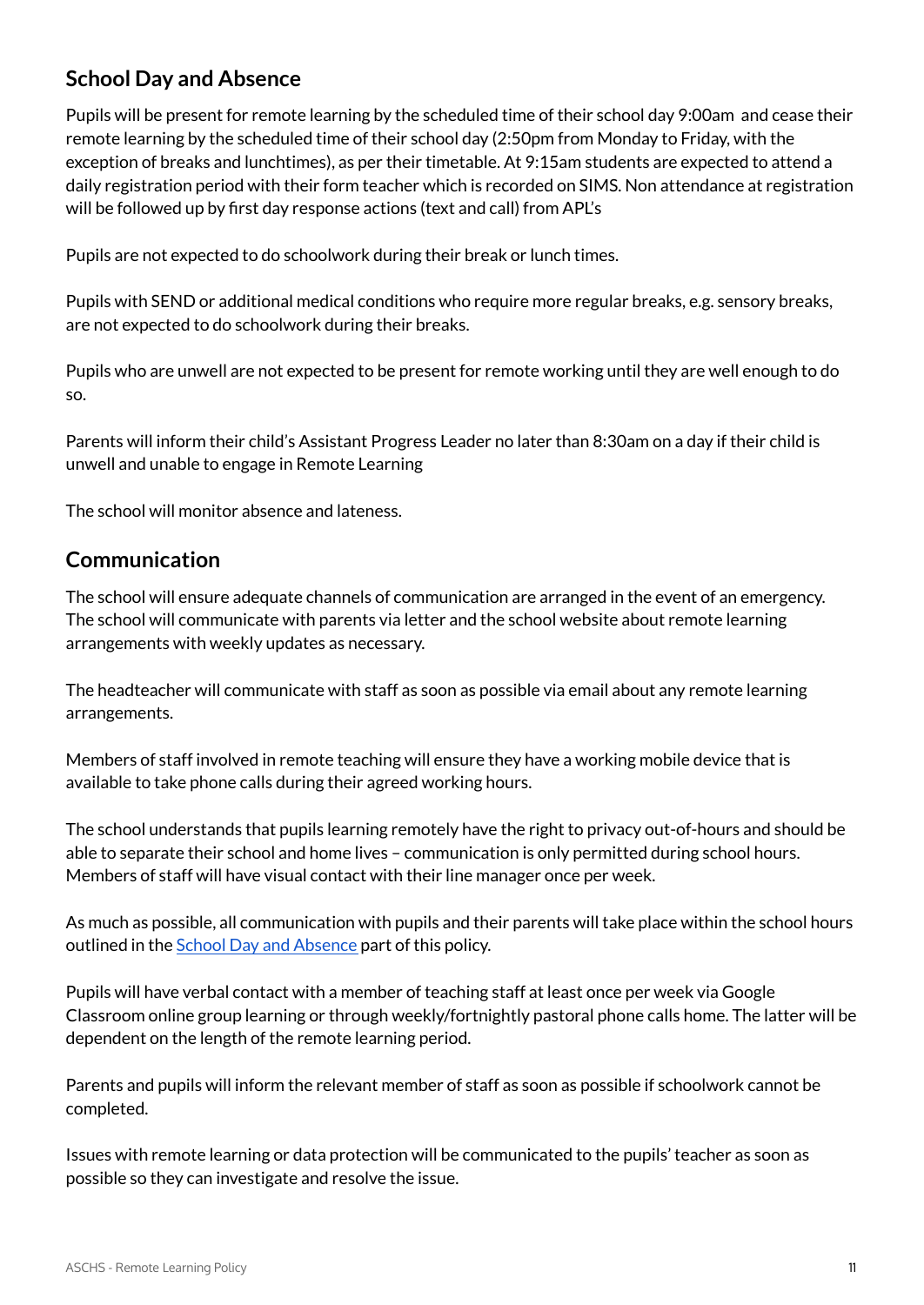## School Day and Absence

Pupils will be present for remote learning by the scheduled time of their school day 9:00am and cease their remote learning by the scheduled time of their school day (2:50pm from Monday to Friday, with the exception of breaks and lunchtimes), as per their timetable. At 9:15am students are expected to attend a daily registration period with their form teacher which is recorded on SIMS. Non attendance at registration will be followed up by first day response actions (text and call) from APL's

Pupils are not expected to do schoolwork during their break or lunch times.

Pupils with SEND or additional medical conditions who require more regular breaks, e.g. sensory breaks, are not expected to do schoolwork during their breaks.

Pupils who are unwell are not expected to be present for remote working until they are well enough to do so.

Parents will inform their child's Assistant Progress Leader no later than 8:30am on a day if their child is unwell and unable to engage in Remote Learning

The school will monitor absence and lateness.

## Communication

The school will ensure adequate channels of communication are arranged in the event of an emergency. The school will communicate with parents via letter and the school website about remote learning arrangements with weekly updates as necessary.

The headteacher will communicate with staff as soon as possible via email about any remote learning arrangements.

Members of staff involved in remote teaching will ensure they have a working mobile device that is available to take phone calls during their agreed working hours.

The school understands that pupils learning remotely have the right to privacy out-of-hours and should be able to separate their school and home lives – communication is only permitted during school hours. Members of staff will have visual contact with their line manager once per week.

As much as possible, all communication with pupils and their parents will take place within the school hours outlined in the School Day and Absence part of this policy.

Pupils will have verbal contact with a member of teaching staff at least once per week via Google Classroom online group learning or through weekly/fortnightly pastoral phone calls home. The latter will be dependent on the length of the remote learning period.

Parents and pupils will inform the relevant member of staff as soon as possible if schoolwork cannot be completed.

Issues with remote learning or data protection will be communicated to the pupils' teacher as soon as possible so they can investigate and resolve the issue.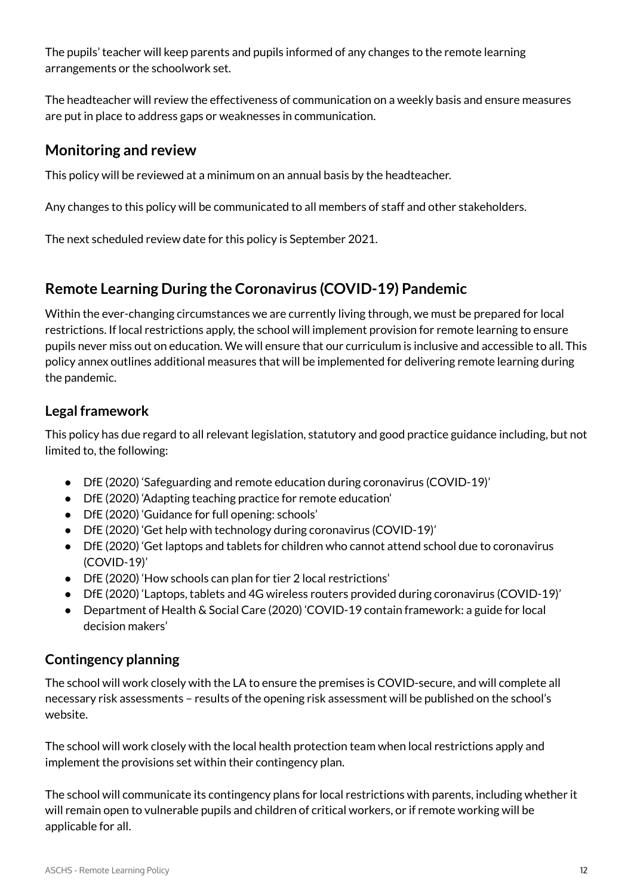The pupils' teacher will keep parents and pupils informed of any changes to the remote learning arrangements or the schoolwork set.

The headteacher will review the effectiveness of communication on a weekly basis and ensure measures are put in place to address gaps or weaknesses in communication.

## Monitoring and review

This policy will be reviewed at a minimum on an annual basis by the headteacher.

Any changes to this policy will be communicated to all members of staff and other stakeholders.

The next scheduled review date for this policy is September 2021.

## Remote Learning During the Coronavirus (COVID-19) Pandemic

Within the ever-changing circumstances we are currently living through, we must be prepared for local restrictions. If local restrictions apply, the school will implement provision for remote learning to ensure pupils never miss out on education. We will ensure that our curriculum is inclusive and accessible to all. This policy annex outlines additional measures that will be implemented for delivering remote learning during the pandemic.

### Legal framework

This policy has due regard to all relevant legislation, statutory and good practice guidance including, but not limited to, the following:

- DfE (2020) 'Safeguarding and remote education during coronavirus (COVID-19)'
- DfE (2020) 'Adapting teaching practice for remote education'
- DfE (2020) 'Guidance for full opening: schools'
- DfE (2020) 'Get help with technology during coronavirus (COVID-19)'
- DfE (2020) 'Get laptops and tablets for children who cannot attend school due to coronavirus (COVID-19)'
- DfE (2020) 'How schools can plan for tier 2 local restrictions'
- DfE (2020) 'Laptops, tablets and 4G wireless routers provided during coronavirus (COVID-19)'
- Department of Health & Social Care (2020) 'COVID-19 contain framework: a guide for local decision makers'

### Contingency planning

The school will work closely with the LA to ensure the premises is COVID-secure, and will complete all necessary risk assessments – results of the opening risk assessment will be published on the school's website.

The school will work closely with the local health protection team when local restrictions apply and implement the provisions set within their contingency plan.

The school will communicate its contingency plans for local restrictions with parents, including whether it will remain open to vulnerable pupils and children of critical workers, or if remote working will be applicable for all.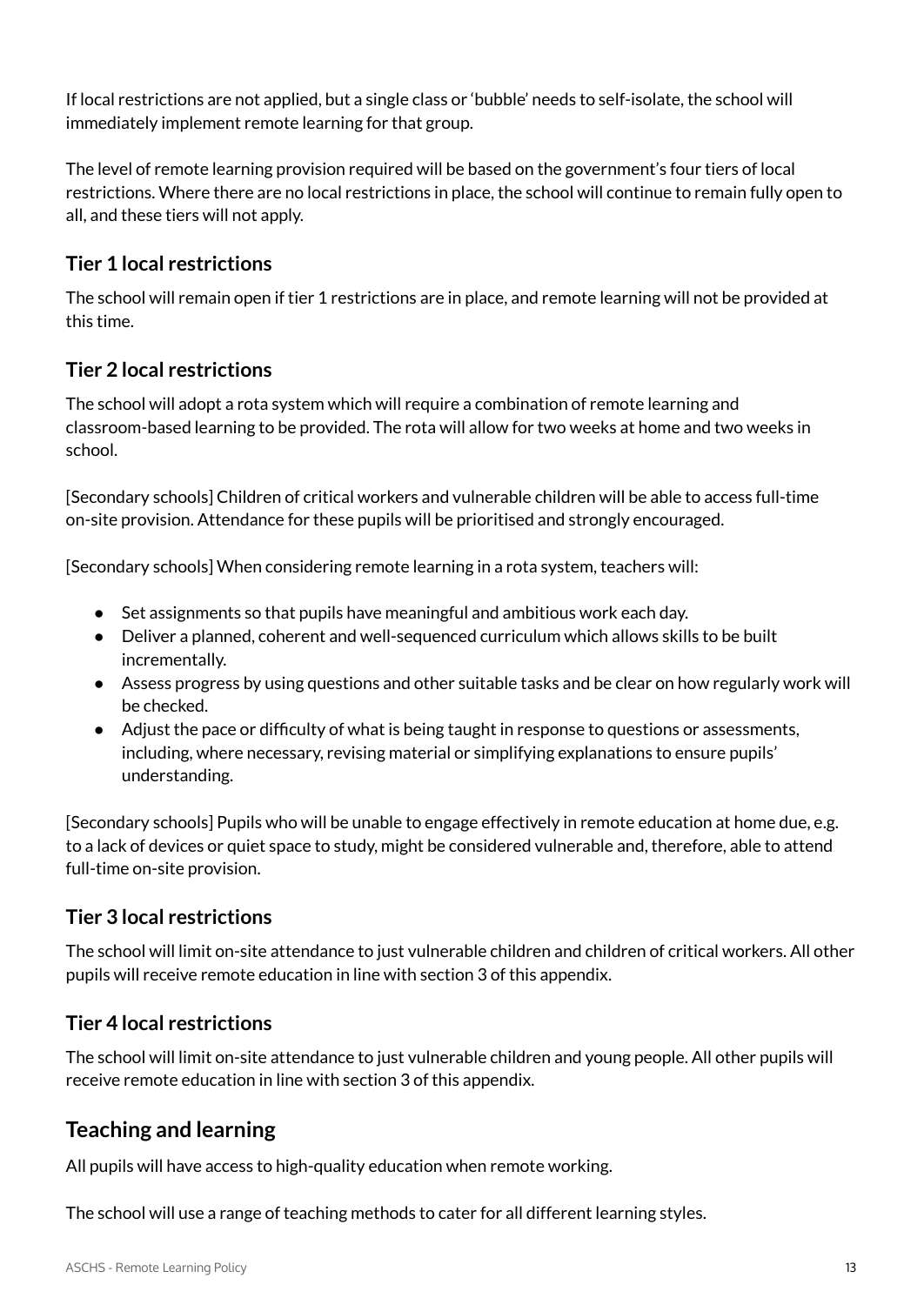If local restrictions are not applied, but a single class or 'bubble' needs to self-isolate, the school will immediately implement remote learning for that group.

The level of remote learning provision required will be based on the government's four tiers of local restrictions. Where there are no local restrictions in place, the school will continue to remain fully open to all, and these tiers will not apply.

### Tier 1 local restrictions

The school will remain open if tier 1 restrictions are in place, and remote learning will not be provided at this time.

### Tier 2 local restrictions

The school will adopt a rota system which will require a combination of remote learning and classroom-based learning to be provided. The rota will allow for two weeks at home and two weeks in school.

[Secondary schools] Children of critical workers and vulnerable children will be able to access full-time on-site provision. Attendance for these pupils will be prioritised and strongly encouraged.

[Secondary schools] When considering remote learning in a rota system, teachers will:

- Set assignments so that pupils have meaningful and ambitious work each day.
- Deliver a planned, coherent and well-sequenced curriculum which allows skills to be built incrementally.
- Assess progress by using questions and other suitable tasks and be clear on how regularly work will be checked.
- Adjust the pace or difficulty of what is being taught in response to questions or assessments, including, where necessary, revising material or simplifying explanations to ensure pupils' understanding.

[Secondary schools] Pupils who will be unable to engage effectively in remote education at home due, e.g. to a lack of devices or quiet space to study, might be considered vulnerable and, therefore, able to attend full-time on-site provision.

### Tier 3 local restrictions

The school will limit on-site attendance to just vulnerable children and children of critical workers. All other pupils will receive remote education in line with section 3 of this appendix.

### Tier 4 local restrictions

The school will limit on-site attendance to just vulnerable children and young people. All other pupils will receive remote education in line with section 3 of this appendix.

## Teaching and learning

All pupils will have access to high-quality education when remote working.

The school will use a range of teaching methods to cater for all different learning styles.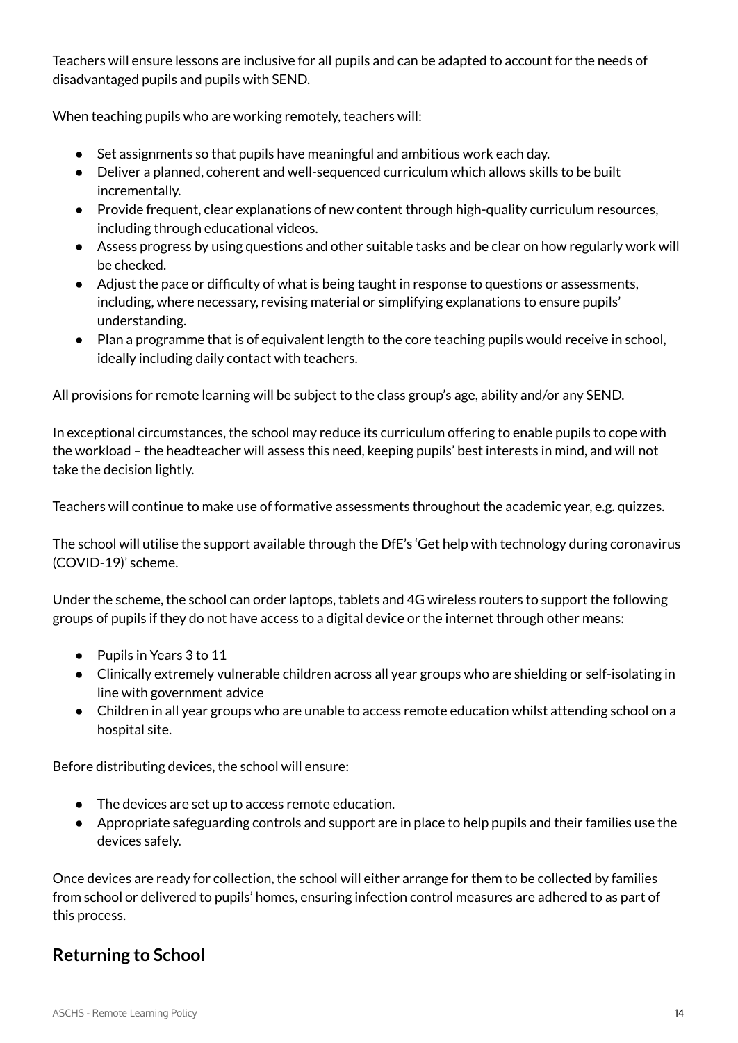Teachers will ensure lessons are inclusive for all pupils and can be adapted to account for the needs of disadvantaged pupils and pupils with SEND.

When teaching pupils who are working remotely, teachers will:

- Set assignments so that pupils have meaningful and ambitious work each day.
- Deliver a planned, coherent and well-sequenced curriculum which allows skills to be built incrementally.
- Provide frequent, clear explanations of new content through high-quality curriculum resources, including through educational videos.
- Assess progress by using questions and other suitable tasks and be clear on how regularly work will be checked.
- Adjust the pace or difficulty of what is being taught in response to questions or assessments, including, where necessary, revising material or simplifying explanations to ensure pupils' understanding.
- Plan a programme that is of equivalent length to the core teaching pupils would receive in school, ideally including daily contact with teachers.

All provisions for remote learning will be subject to the class group's age, ability and/or any SEND.

In exceptional circumstances, the school may reduce its curriculum offering to enable pupils to cope with the workload – the headteacher will assess this need, keeping pupils' best interests in mind, and will not take the decision lightly.

Teachers will continue to make use of formative assessments throughout the academic year, e.g. quizzes.

The school will utilise the support available through the DfE's 'Get help with technology during coronavirus (COVID-19)' scheme.

Under the scheme, the school can order laptops, tablets and 4G wireless routers to support the following groups of pupils if they do not have access to a digital device or the internet through other means:

- Pupils in Years 3 to 11
- Clinically extremely vulnerable children across all year groups who are shielding or self-isolating in line with government advice
- Children in all year groups who are unable to access remote education whilst attending school on a hospital site.

Before distributing devices, the school will ensure:

- The devices are set up to access remote education.
- Appropriate safeguarding controls and support are in place to help pupils and their families use the devices safely.

Once devices are ready for collection, the school will either arrange for them to be collected by families from school or delivered to pupils' homes, ensuring infection control measures are adhered to as part of this process.

## Returning to School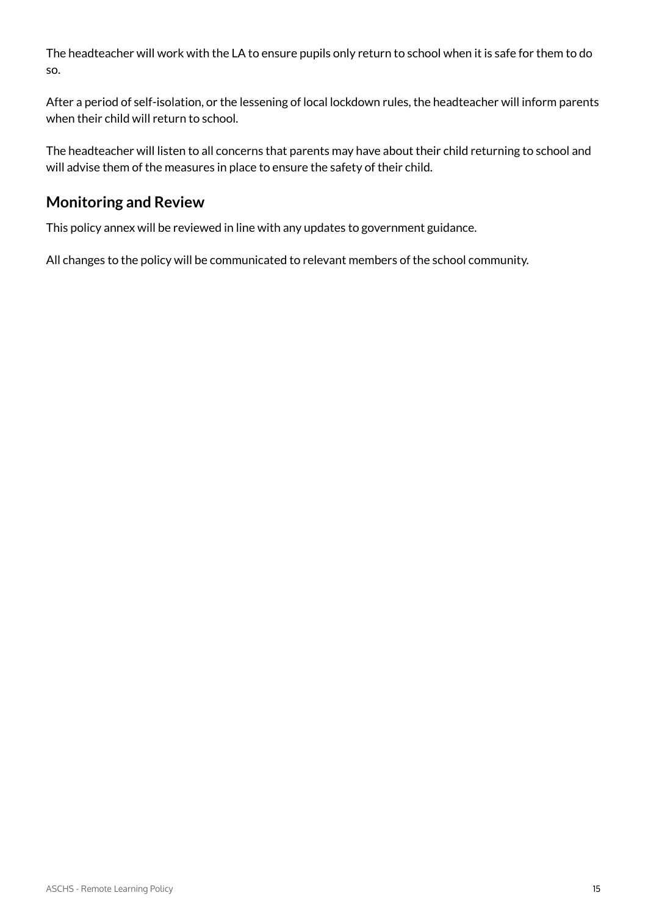The headteacher will work with the LA to ensure pupils only return to school when it is safe for them to do so.

After a period of self-isolation, or the lessening of local lockdown rules, the headteacher will inform parents when their child will return to school.

The headteacher will listen to all concerns that parents may have about their child returning to school and will advise them of the measures in place to ensure the safety of their child.

## Monitoring and Review

This policy annex will be reviewed in line with any updates to government guidance.

All changes to the policy will be communicated to relevant members of the school community.